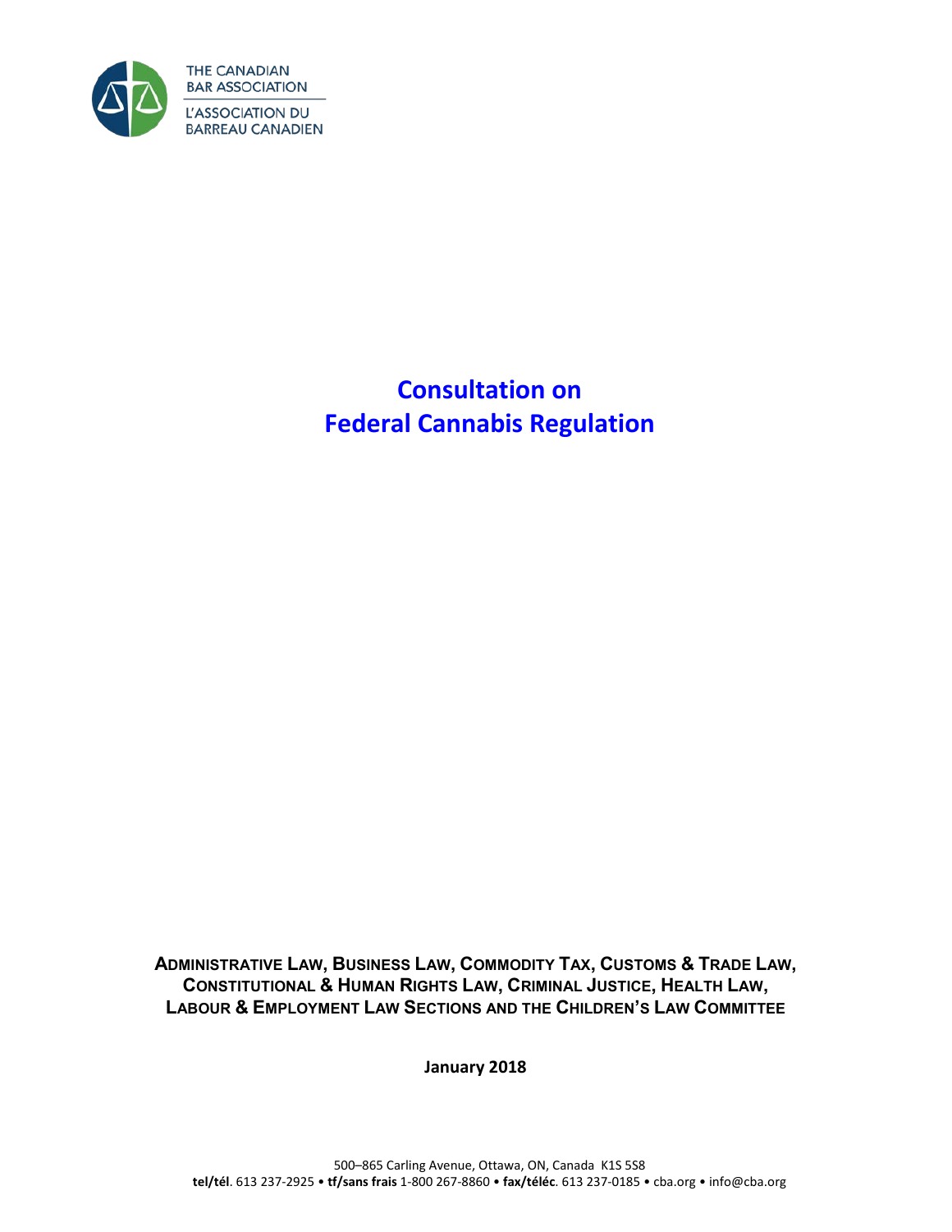THE CANADIAN BAR ASSOCIATION

L'ASSOCIATION DU BARREAU CANADIEN

# Consultation on Federal Cannabis Regulation

**ADMINISTRATIVE LAW, BUSINESS LAW, COMMODITY TAX, CUSTOMS & TRADE LAW, CONSTITUTIONAL & HUMAN RIGHTS LAW, CRIMINAL JUSTICE, HEALTH LAW, LABOUR & EMPLOYMENT LAW SECTIONS AND THE CHILDREN'S LAW COMMITTEE**

**January 2018**

500–865 Carling Avenue, Ottawa, ON, Canada K1S 5S8
**tel/tél**. 613 237-2925 • **tf/sans frais** 1-800 267-8860 • **fax/téléc**. 613 237-0185 • cba.org • info@cba.org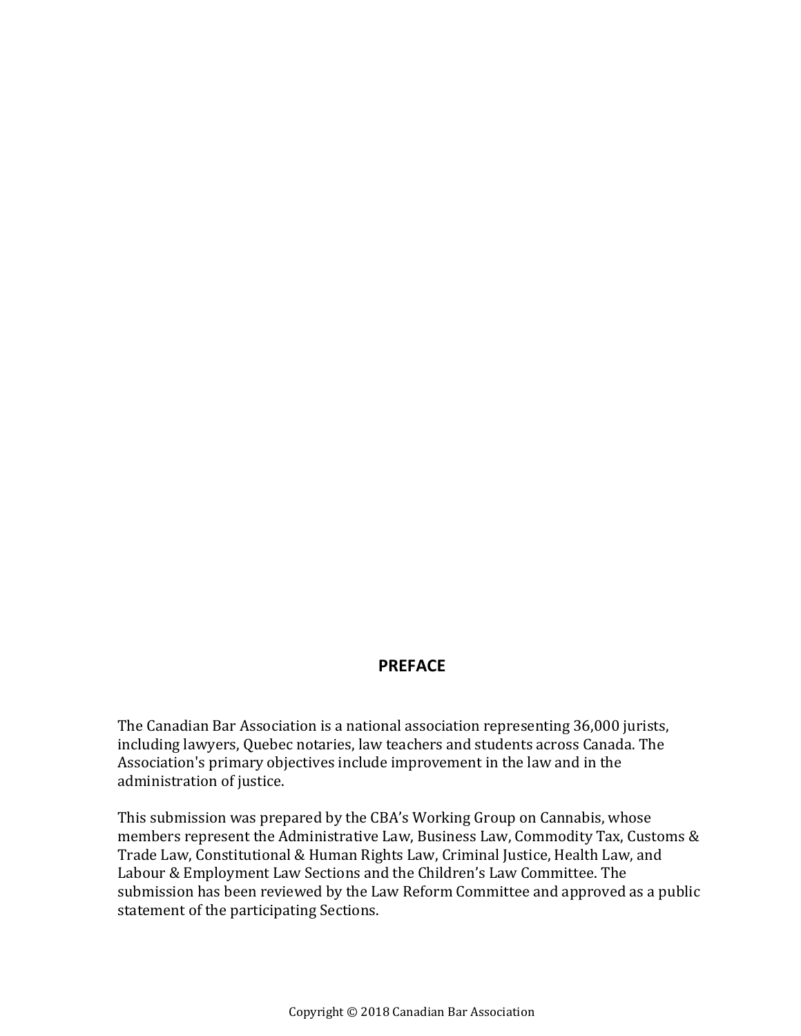# PREFACE

The Canadian Bar Association is a national association representing 36,000 jurists, including lawyers, Quebec notaries, law teachers and students across Canada. The Association's primary objectives include improvement in the law and in the administration of justice.

This submission was prepared by the CBA's Working Group on Cannabis, whose members represent the Administrative Law, Business Law, Commodity Tax, Customs & Trade Law, Constitutional & Human Rights Law, Criminal Justice, Health Law, and Labour & Employment Law Sections and the Children's Law Committee. The submission has been reviewed by the Law Reform Committee and approved as a public statement of the participating Sections.

Copyright © 2018 Canadian Bar Association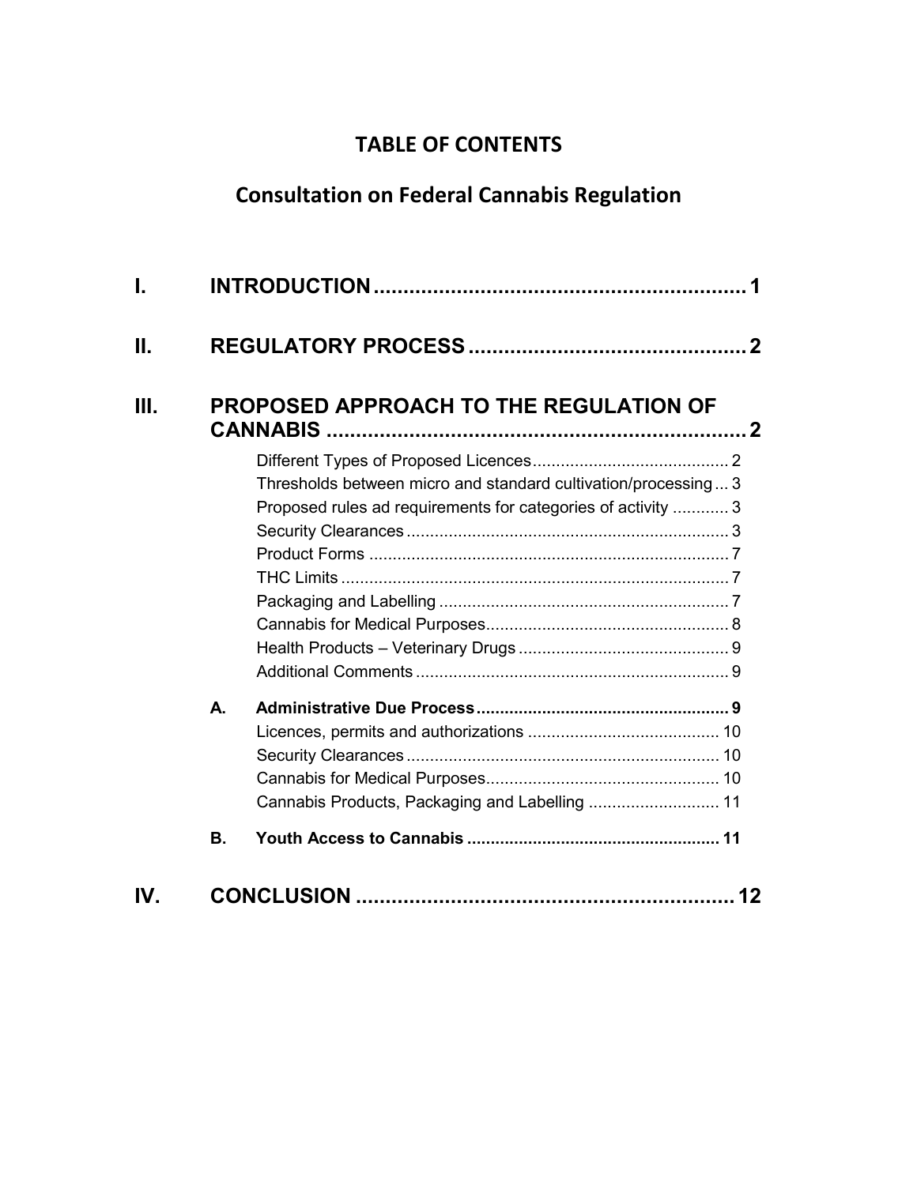# TABLE OF CONTENTS

## Consultation on Federal Cannabis Regulation

**I. INTRODUCTION** .......... **1**

**II. REGULATORY PROCESS** .......... **2**

**III. PROPOSED APPROACH TO THE REGULATION OF CANNABIS** .......... **2**

- Different Types of Proposed Licences .......... 2
- Thresholds between micro and standard cultivation/processing .......... 3
- Proposed rules ad requirements for categories of activity .......... 3
- Security Clearances .......... 3
- Product Forms .......... 7
- THC Limits .......... 7
- Packaging and Labelling .......... 7
- Cannabis for Medical Purposes .......... 8
- Health Products – Veterinary Drugs .......... 9
- Additional Comments .......... 9

**A. Administrative Due Process** .......... **9**

- Licences, permits and authorizations .......... 10
- Security Clearances .......... 10
- Cannabis for Medical Purposes .......... 10
- Cannabis Products, Packaging and Labelling .......... 11

**B. Youth Access to Cannabis** .......... **11**

**IV. CONCLUSION** .......... **12**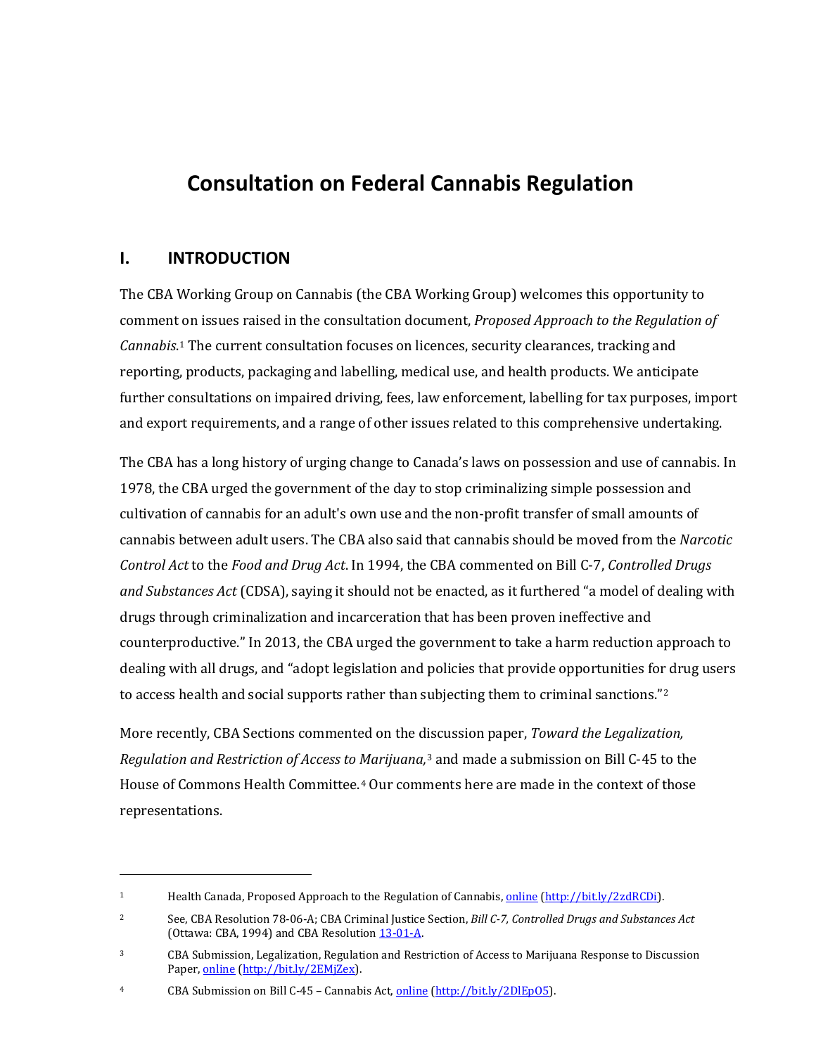# Consultation on Federal Cannabis Regulation

## I. INTRODUCTION

The CBA Working Group on Cannabis (the CBA Working Group) welcomes this opportunity to comment on issues raised in the consultation document, *Proposed Approach to the Regulation of Cannabis*.[1] The current consultation focuses on licences, security clearances, tracking and reporting, products, packaging and labelling, medical use, and health products. We anticipate further consultations on impaired driving, fees, law enforcement, labelling for tax purposes, import and export requirements, and a range of other issues related to this comprehensive undertaking.

The CBA has a long history of urging change to Canada's laws on possession and use of cannabis. In 1978, the CBA urged the government of the day to stop criminalizing simple possession and cultivation of cannabis for an adult's own use and the non-profit transfer of small amounts of cannabis between adult users. The CBA also said that cannabis should be moved from the *Narcotic Control Act* to the *Food and Drug Act*. In 1994, the CBA commented on Bill C-7, *Controlled Drugs and Substances Act* (CDSA), saying it should not be enacted, as it furthered "a model of dealing with drugs through criminalization and incarceration that has been proven ineffective and counterproductive." In 2013, the CBA urged the government to take a harm reduction approach to dealing with all drugs, and "adopt legislation and policies that provide opportunities for drug users to access health and social supports rather than subjecting them to criminal sanctions."[2]

More recently, CBA Sections commented on the discussion paper, *Toward the Legalization, Regulation and Restriction of Access to Marijuana,*[3] and made a submission on Bill C-45 to the House of Commons Health Committee.[4] Our comments here are made in the context of those representations.

---

[1] Health Canada, Proposed Approach to the Regulation of Cannabis, online (http://bit.ly/2zdRCDi).

[2] See, CBA Resolution 78-06-A; CBA Criminal Justice Section, *Bill C-7, Controlled Drugs and Substances Act* (Ottawa: CBA, 1994) and CBA Resolution 13-01-A.

[3] CBA Submission, Legalization, Regulation and Restriction of Access to Marijuana Response to Discussion Paper, online (http://bit.ly/2EMjZex).

[4] CBA Submission on Bill C-45 – Cannabis Act, online (http://bit.ly/2DlEpO5).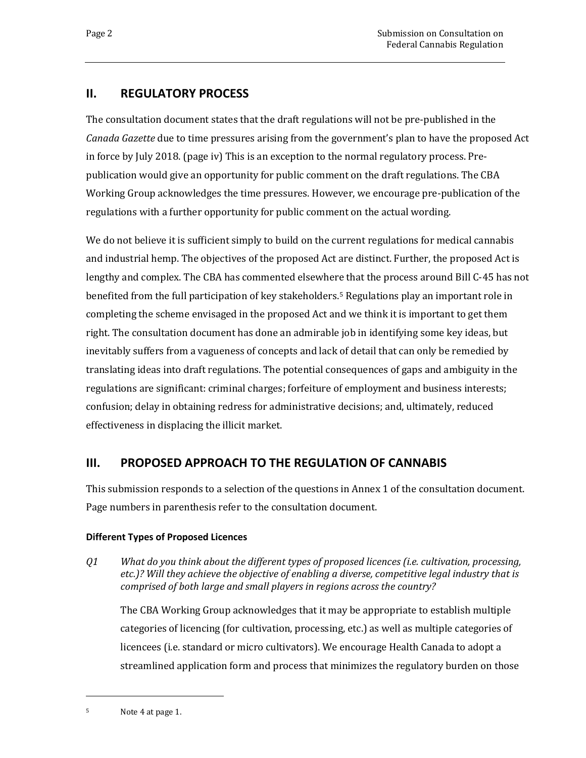## II. REGULATORY PROCESS

The consultation document states that the draft regulations will not be pre-published in the *Canada Gazette* due to time pressures arising from the government's plan to have the proposed Act in force by July 2018. (page iv) This is an exception to the normal regulatory process. Pre-publication would give an opportunity for public comment on the draft regulations. The CBA Working Group acknowledges the time pressures. However, we encourage pre-publication of the regulations with a further opportunity for public comment on the actual wording.

We do not believe it is sufficient simply to build on the current regulations for medical cannabis and industrial hemp. The objectives of the proposed Act are distinct. Further, the proposed Act is lengthy and complex. The CBA has commented elsewhere that the process around Bill C-45 has not benefited from the full participation of key stakeholders.[5] Regulations play an important role in completing the scheme envisaged in the proposed Act and we think it is important to get them right. The consultation document has done an admirable job in identifying some key ideas, but inevitably suffers from a vagueness of concepts and lack of detail that can only be remedied by translating ideas into draft regulations. The potential consequences of gaps and ambiguity in the regulations are significant: criminal charges; forfeiture of employment and business interests; confusion; delay in obtaining redress for administrative decisions; and, ultimately, reduced effectiveness in displacing the illicit market.

## III. PROPOSED APPROACH TO THE REGULATION OF CANNABIS

This submission responds to a selection of the questions in Annex 1 of the consultation document. Page numbers in parenthesis refer to the consultation document.

#### Different Types of Proposed Licences

*Q1 What do you think about the different types of proposed licences (i.e. cultivation, processing, etc.)? Will they achieve the objective of enabling a diverse, competitive legal industry that is comprised of both large and small players in regions across the country?*

The CBA Working Group acknowledges that it may be appropriate to establish multiple categories of licencing (for cultivation, processing, etc.) as well as multiple categories of licencees (i.e. standard or micro cultivators). We encourage Health Canada to adopt a streamlined application form and process that minimizes the regulatory burden on those

---

[5] Note 4 at page 1.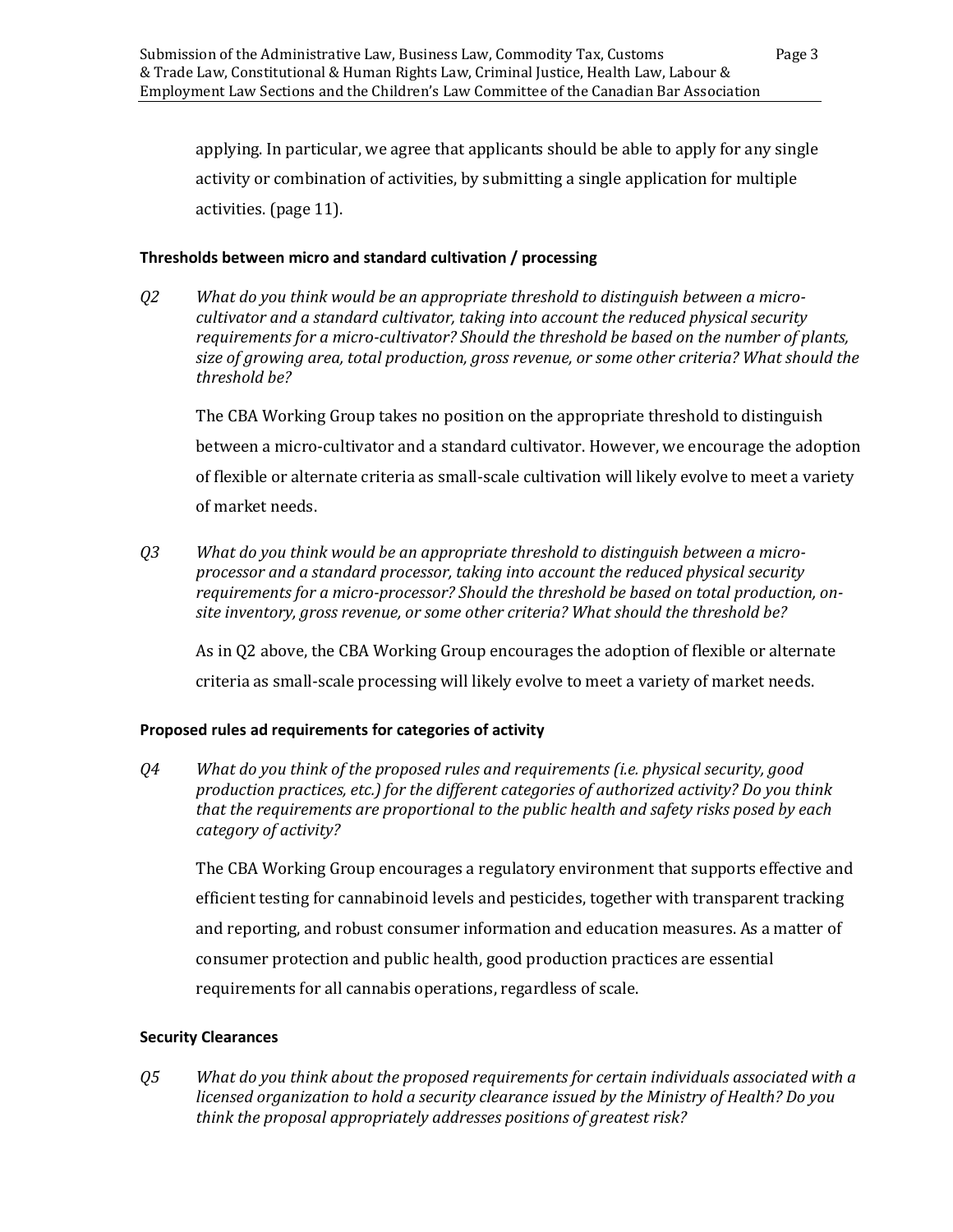applying. In particular, we agree that applicants should be able to apply for any single activity or combination of activities, by submitting a single application for multiple activities. (page 11).

#### Thresholds between micro and standard cultivation / processing

*Q2 What do you think would be an appropriate threshold to distinguish between a micro-cultivator and a standard cultivator, taking into account the reduced physical security requirements for a micro-cultivator? Should the threshold be based on the number of plants, size of growing area, total production, gross revenue, or some other criteria? What should the threshold be?*

The CBA Working Group takes no position on the appropriate threshold to distinguish between a micro-cultivator and a standard cultivator. However, we encourage the adoption of flexible or alternate criteria as small-scale cultivation will likely evolve to meet a variety of market needs.

*Q3 What do you think would be an appropriate threshold to distinguish between a micro-processor and a standard processor, taking into account the reduced physical security requirements for a micro-processor? Should the threshold be based on total production, on-site inventory, gross revenue, or some other criteria? What should the threshold be?*

As in Q2 above, the CBA Working Group encourages the adoption of flexible or alternate criteria as small-scale processing will likely evolve to meet a variety of market needs.

#### Proposed rules ad requirements for categories of activity

*Q4 What do you think of the proposed rules and requirements (i.e. physical security, good production practices, etc.) for the different categories of authorized activity? Do you think that the requirements are proportional to the public health and safety risks posed by each category of activity?*

The CBA Working Group encourages a regulatory environment that supports effective and efficient testing for cannabinoid levels and pesticides, together with transparent tracking and reporting, and robust consumer information and education measures. As a matter of consumer protection and public health, good production practices are essential requirements for all cannabis operations, regardless of scale.

#### Security Clearances

*Q5 What do you think about the proposed requirements for certain individuals associated with a licensed organization to hold a security clearance issued by the Ministry of Health? Do you think the proposal appropriately addresses positions of greatest risk?*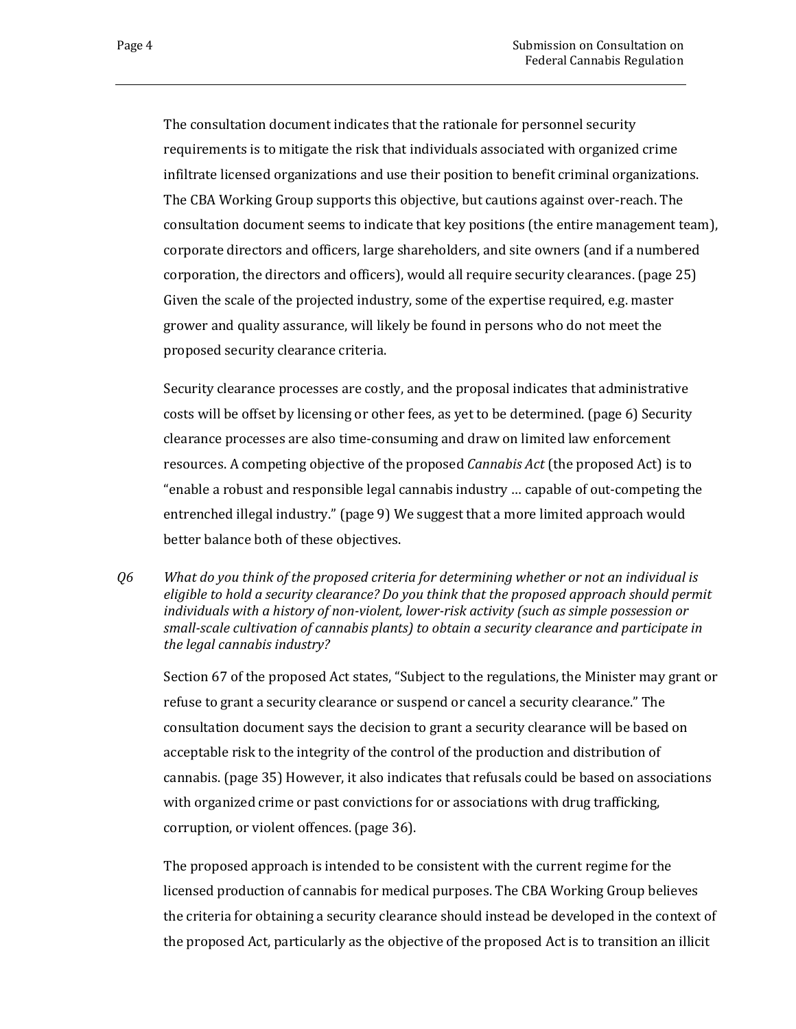The consultation document indicates that the rationale for personnel security requirements is to mitigate the risk that individuals associated with organized crime infiltrate licensed organizations and use their position to benefit criminal organizations. The CBA Working Group supports this objective, but cautions against over-reach. The consultation document seems to indicate that key positions (the entire management team), corporate directors and officers, large shareholders, and site owners (and if a numbered corporation, the directors and officers), would all require security clearances. (page 25) Given the scale of the projected industry, some of the expertise required, e.g. master grower and quality assurance, will likely be found in persons who do not meet the proposed security clearance criteria.

Security clearance processes are costly, and the proposal indicates that administrative costs will be offset by licensing or other fees, as yet to be determined. (page 6) Security clearance processes are also time-consuming and draw on limited law enforcement resources. A competing objective of the proposed *Cannabis Act* (the proposed Act) is to "enable a robust and responsible legal cannabis industry … capable of out-competing the entrenched illegal industry." (page 9) We suggest that a more limited approach would better balance both of these objectives.

*Q6 What do you think of the proposed criteria for determining whether or not an individual is eligible to hold a security clearance? Do you think that the proposed approach should permit individuals with a history of non-violent, lower-risk activity (such as simple possession or small-scale cultivation of cannabis plants) to obtain a security clearance and participate in the legal cannabis industry?*

Section 67 of the proposed Act states, "Subject to the regulations, the Minister may grant or refuse to grant a security clearance or suspend or cancel a security clearance." The consultation document says the decision to grant a security clearance will be based on acceptable risk to the integrity of the control of the production and distribution of cannabis. (page 35) However, it also indicates that refusals could be based on associations with organized crime or past convictions for or associations with drug trafficking, corruption, or violent offences. (page 36).

The proposed approach is intended to be consistent with the current regime for the licensed production of cannabis for medical purposes. The CBA Working Group believes the criteria for obtaining a security clearance should instead be developed in the context of the proposed Act, particularly as the objective of the proposed Act is to transition an illicit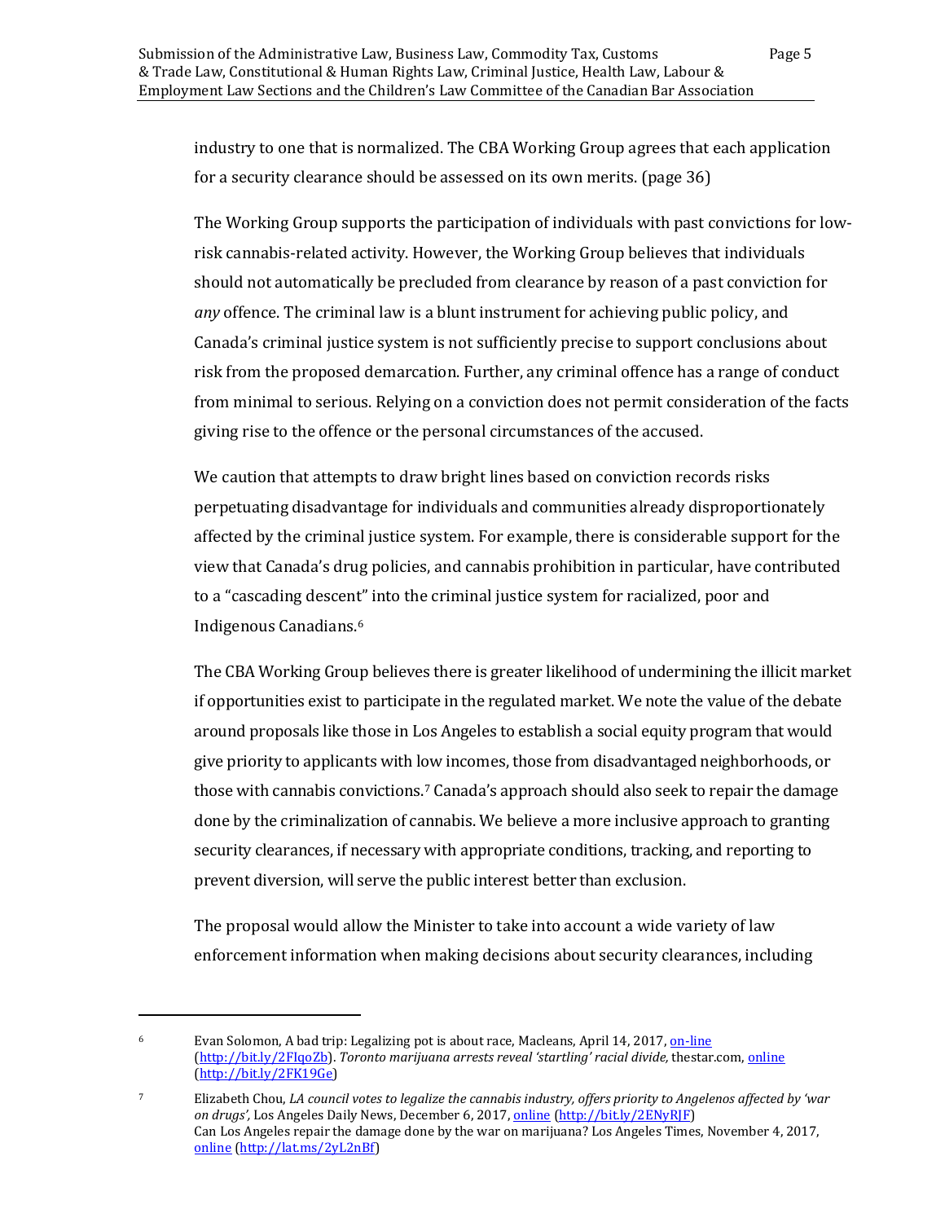industry to one that is normalized. The CBA Working Group agrees that each application for a security clearance should be assessed on its own merits. (page 36)

The Working Group supports the participation of individuals with past convictions for low-risk cannabis-related activity. However, the Working Group believes that individuals should not automatically be precluded from clearance by reason of a past conviction for *any* offence. The criminal law is a blunt instrument for achieving public policy, and Canada's criminal justice system is not sufficiently precise to support conclusions about risk from the proposed demarcation. Further, any criminal offence has a range of conduct from minimal to serious. Relying on a conviction does not permit consideration of the facts giving rise to the offence or the personal circumstances of the accused.

We caution that attempts to draw bright lines based on conviction records risks perpetuating disadvantage for individuals and communities already disproportionately affected by the criminal justice system. For example, there is considerable support for the view that Canada's drug policies, and cannabis prohibition in particular, have contributed to a "cascading descent" into the criminal justice system for racialized, poor and Indigenous Canadians.[6]

The CBA Working Group believes there is greater likelihood of undermining the illicit market if opportunities exist to participate in the regulated market. We note the value of the debate around proposals like those in Los Angeles to establish a social equity program that would give priority to applicants with low incomes, those from disadvantaged neighborhoods, or those with cannabis convictions.[7] Canada's approach should also seek to repair the damage done by the criminalization of cannabis. We believe a more inclusive approach to granting security clearances, if necessary with appropriate conditions, tracking, and reporting to prevent diversion, will serve the public interest better than exclusion.

The proposal would allow the Minister to take into account a wide variety of law enforcement information when making decisions about security clearances, including

---

[6] Evan Solomon, A bad trip: Legalizing pot is about race, Macleans, April 14, 2017, on-line (http://bit.ly/2FIqoZb). *Toronto marijuana arrests reveal 'startling' racial divide,* thestar.com, online (http://bit.ly/2FK19Ge)

[7] Elizabeth Chou, *LA council votes to legalize the cannabis industry, offers priority to Angelenos affected by 'war on drugs',* Los Angeles Daily News, December 6, 2017, online (http://bit.ly/2ENyRJF) Can Los Angeles repair the damage done by the war on marijuana? Los Angeles Times, November 4, 2017, online (http://lat.ms/2yL2nBf)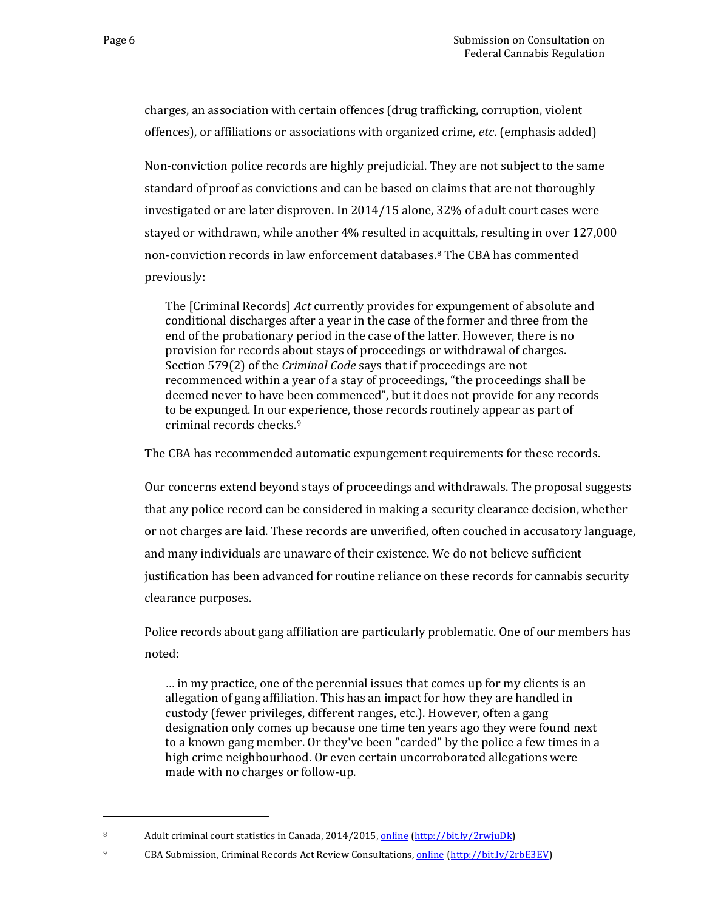charges, an association with certain offences (drug trafficking, corruption, violent offences), or affiliations or associations with organized crime, *etc*. (emphasis added)

Non-conviction police records are highly prejudicial. They are not subject to the same standard of proof as convictions and can be based on claims that are not thoroughly investigated or are later disproven. In 2014/15 alone, 32% of adult court cases were stayed or withdrawn, while another 4% resulted in acquittals, resulting in over 127,000 non-conviction records in law enforcement databases.[8] The CBA has commented previously:

> The [Criminal Records] *Act* currently provides for expungement of absolute and conditional discharges after a year in the case of the former and three from the end of the probationary period in the case of the latter. However, there is no provision for records about stays of proceedings or withdrawal of charges. Section 579(2) of the *Criminal Code* says that if proceedings are not recommenced within a year of a stay of proceedings, "the proceedings shall be deemed never to have been commenced", but it does not provide for any records to be expunged. In our experience, those records routinely appear as part of criminal records checks.[9]

The CBA has recommended automatic expungement requirements for these records.

Our concerns extend beyond stays of proceedings and withdrawals. The proposal suggests that any police record can be considered in making a security clearance decision, whether or not charges are laid. These records are unverified, often couched in accusatory language, and many individuals are unaware of their existence. We do not believe sufficient justification has been advanced for routine reliance on these records for cannabis security clearance purposes.

Police records about gang affiliation are particularly problematic. One of our members has noted:

> … in my practice, one of the perennial issues that comes up for my clients is an allegation of gang affiliation. This has an impact for how they are handled in custody (fewer privileges, different ranges, etc.). However, often a gang designation only comes up because one time ten years ago they were found next to a known gang member. Or they've been "carded" by the police a few times in a high crime neighbourhood. Or even certain uncorroborated allegations were made with no charges or follow-up.

---

[8] Adult criminal court statistics in Canada, 2014/2015, online (http://bit.ly/2rwjuDk)

[9] CBA Submission, Criminal Records Act Review Consultations, online (http://bit.ly/2rbE3EV)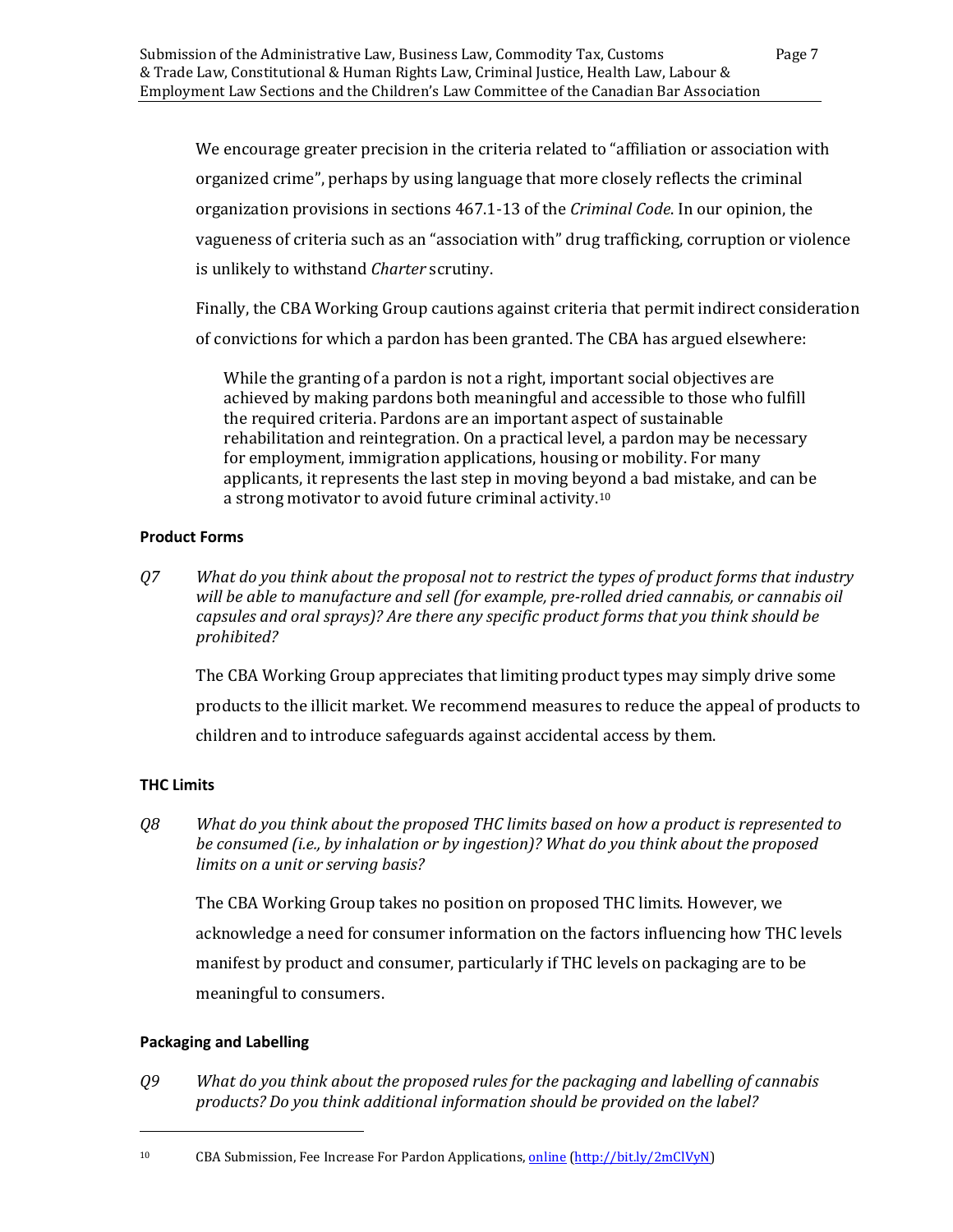We encourage greater precision in the criteria related to "affiliation or association with organized crime", perhaps by using language that more closely reflects the criminal organization provisions in sections 467.1-13 of the *Criminal Code*. In our opinion, the vagueness of criteria such as an "association with" drug trafficking, corruption or violence is unlikely to withstand *Charter* scrutiny.

Finally, the CBA Working Group cautions against criteria that permit indirect consideration of convictions for which a pardon has been granted. The CBA has argued elsewhere:

> While the granting of a pardon is not a right, important social objectives are achieved by making pardons both meaningful and accessible to those who fulfill the required criteria. Pardons are an important aspect of sustainable rehabilitation and reintegration. On a practical level, a pardon may be necessary for employment, immigration applications, housing or mobility. For many applicants, it represents the last step in moving beyond a bad mistake, and can be a strong motivator to avoid future criminal activity.[10]

**Product Forms**

*Q7 What do you think about the proposal not to restrict the types of product forms that industry will be able to manufacture and sell (for example, pre-rolled dried cannabis, or cannabis oil capsules and oral sprays)? Are there any specific product forms that you think should be prohibited?*

The CBA Working Group appreciates that limiting product types may simply drive some products to the illicit market. We recommend measures to reduce the appeal of products to children and to introduce safeguards against accidental access by them.

**THC Limits**

*Q8 What do you think about the proposed THC limits based on how a product is represented to be consumed (i.e., by inhalation or by ingestion)? What do you think about the proposed limits on a unit or serving basis?*

The CBA Working Group takes no position on proposed THC limits. However, we acknowledge a need for consumer information on the factors influencing how THC levels manifest by product and consumer, particularly if THC levels on packaging are to be meaningful to consumers.

**Packaging and Labelling**

*Q9 What do you think about the proposed rules for the packaging and labelling of cannabis products? Do you think additional information should be provided on the label?*

---

[10] CBA Submission, Fee Increase For Pardon Applications, online (http://bit.ly/2mClVyN)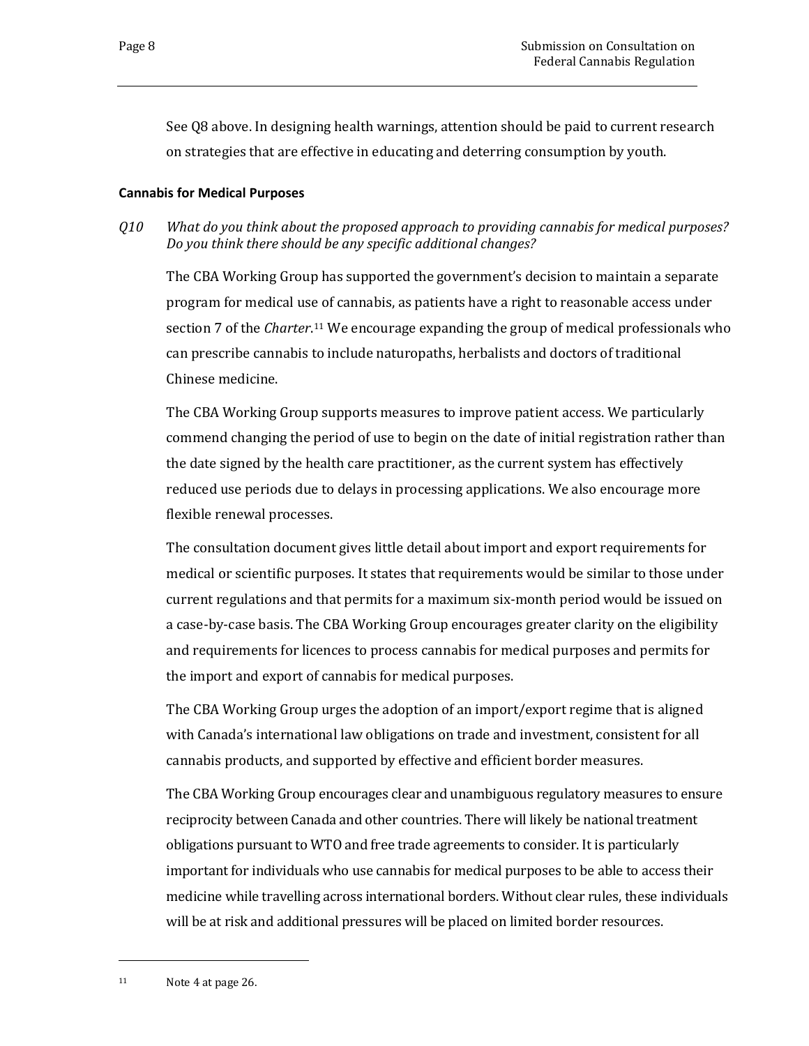See Q8 above. In designing health warnings, attention should be paid to current research on strategies that are effective in educating and deterring consumption by youth.

#### Cannabis for Medical Purposes

*Q10 What do you think about the proposed approach to providing cannabis for medical purposes? Do you think there should be any specific additional changes?*

The CBA Working Group has supported the government's decision to maintain a separate program for medical use of cannabis, as patients have a right to reasonable access under section 7 of the *Charter*.[11] We encourage expanding the group of medical professionals who can prescribe cannabis to include naturopaths, herbalists and doctors of traditional Chinese medicine.

The CBA Working Group supports measures to improve patient access. We particularly commend changing the period of use to begin on the date of initial registration rather than the date signed by the health care practitioner, as the current system has effectively reduced use periods due to delays in processing applications. We also encourage more flexible renewal processes.

The consultation document gives little detail about import and export requirements for medical or scientific purposes. It states that requirements would be similar to those under current regulations and that permits for a maximum six-month period would be issued on a case-by-case basis. The CBA Working Group encourages greater clarity on the eligibility and requirements for licences to process cannabis for medical purposes and permits for the import and export of cannabis for medical purposes.

The CBA Working Group urges the adoption of an import/export regime that is aligned with Canada's international law obligations on trade and investment, consistent for all cannabis products, and supported by effective and efficient border measures.

The CBA Working Group encourages clear and unambiguous regulatory measures to ensure reciprocity between Canada and other countries. There will likely be national treatment obligations pursuant to WTO and free trade agreements to consider. It is particularly important for individuals who use cannabis for medical purposes to be able to access their medicine while travelling across international borders. Without clear rules, these individuals will be at risk and additional pressures will be placed on limited border resources.

---

[11] Note 4 at page 26.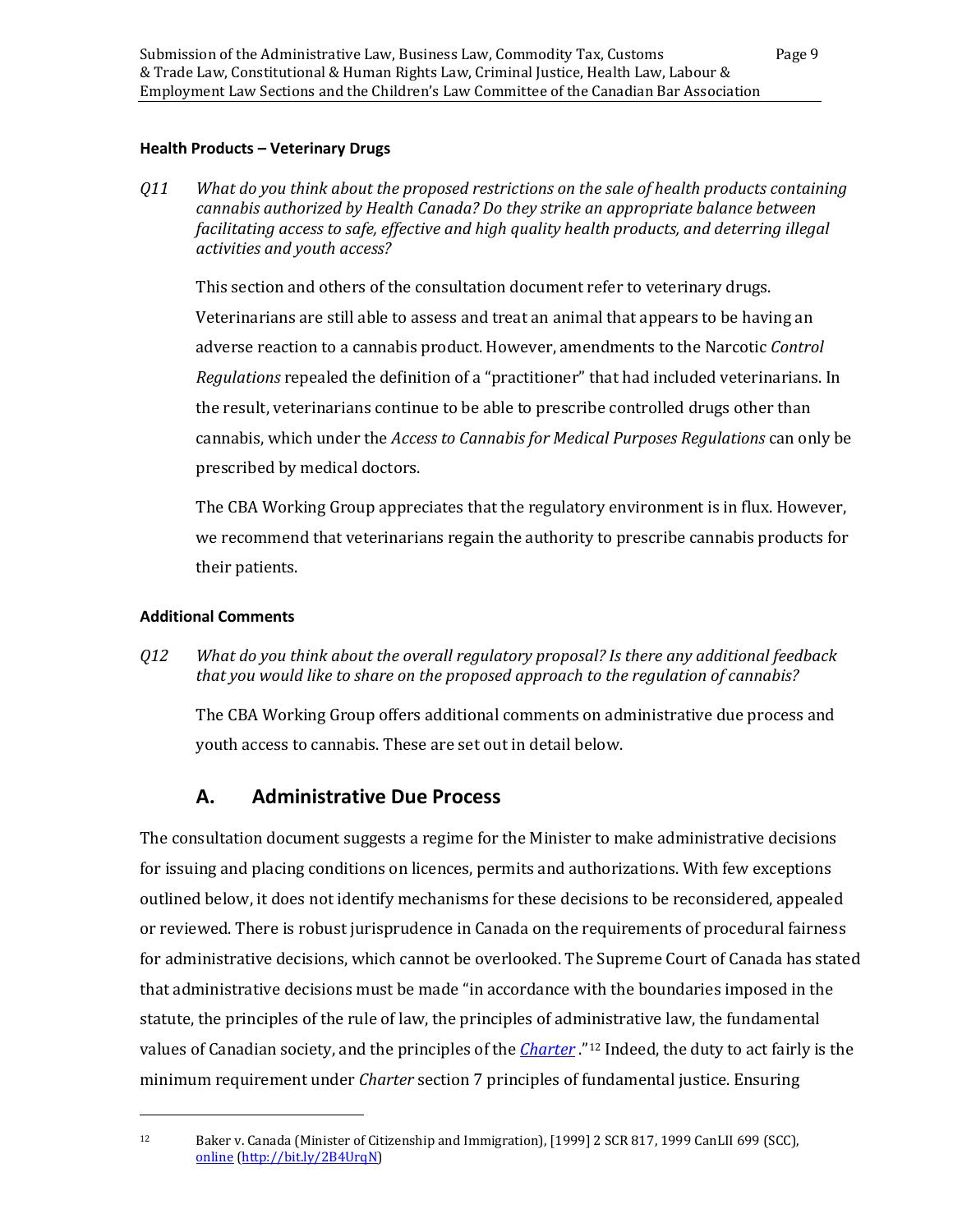#### Health Products – Veterinary Drugs

*Q11 What do you think about the proposed restrictions on the sale of health products containing cannabis authorized by Health Canada? Do they strike an appropriate balance between facilitating access to safe, effective and high quality health products, and deterring illegal activities and youth access?*

This section and others of the consultation document refer to veterinary drugs. Veterinarians are still able to assess and treat an animal that appears to be having an adverse reaction to a cannabis product. However, amendments to the Narcotic *Control Regulations* repealed the definition of a "practitioner" that had included veterinarians. In the result, veterinarians continue to be able to prescribe controlled drugs other than cannabis, which under the *Access to Cannabis for Medical Purposes Regulations* can only be prescribed by medical doctors.

The CBA Working Group appreciates that the regulatory environment is in flux. However, we recommend that veterinarians regain the authority to prescribe cannabis products for their patients.

#### Additional Comments

*Q12 What do you think about the overall regulatory proposal? Is there any additional feedback that you would like to share on the proposed approach to the regulation of cannabis?*

The CBA Working Group offers additional comments on administrative due process and youth access to cannabis. These are set out in detail below.

## A. Administrative Due Process

The consultation document suggests a regime for the Minister to make administrative decisions for issuing and placing conditions on licences, permits and authorizations. With few exceptions outlined below, it does not identify mechanisms for these decisions to be reconsidered, appealed or reviewed. There is robust jurisprudence in Canada on the requirements of procedural fairness for administrative decisions, which cannot be overlooked. The Supreme Court of Canada has stated that administrative decisions must be made "in accordance with the boundaries imposed in the statute, the principles of the rule of law, the principles of administrative law, the fundamental values of Canadian society, and the principles of the *Charter*."[12] Indeed, the duty to act fairly is the minimum requirement under *Charter* section 7 principles of fundamental justice. Ensuring

[12] Baker v. Canada (Minister of Citizenship and Immigration), [1999] 2 SCR 817, 1999 CanLII 699 (SCC), online (http://bit.ly/2B4UrqN)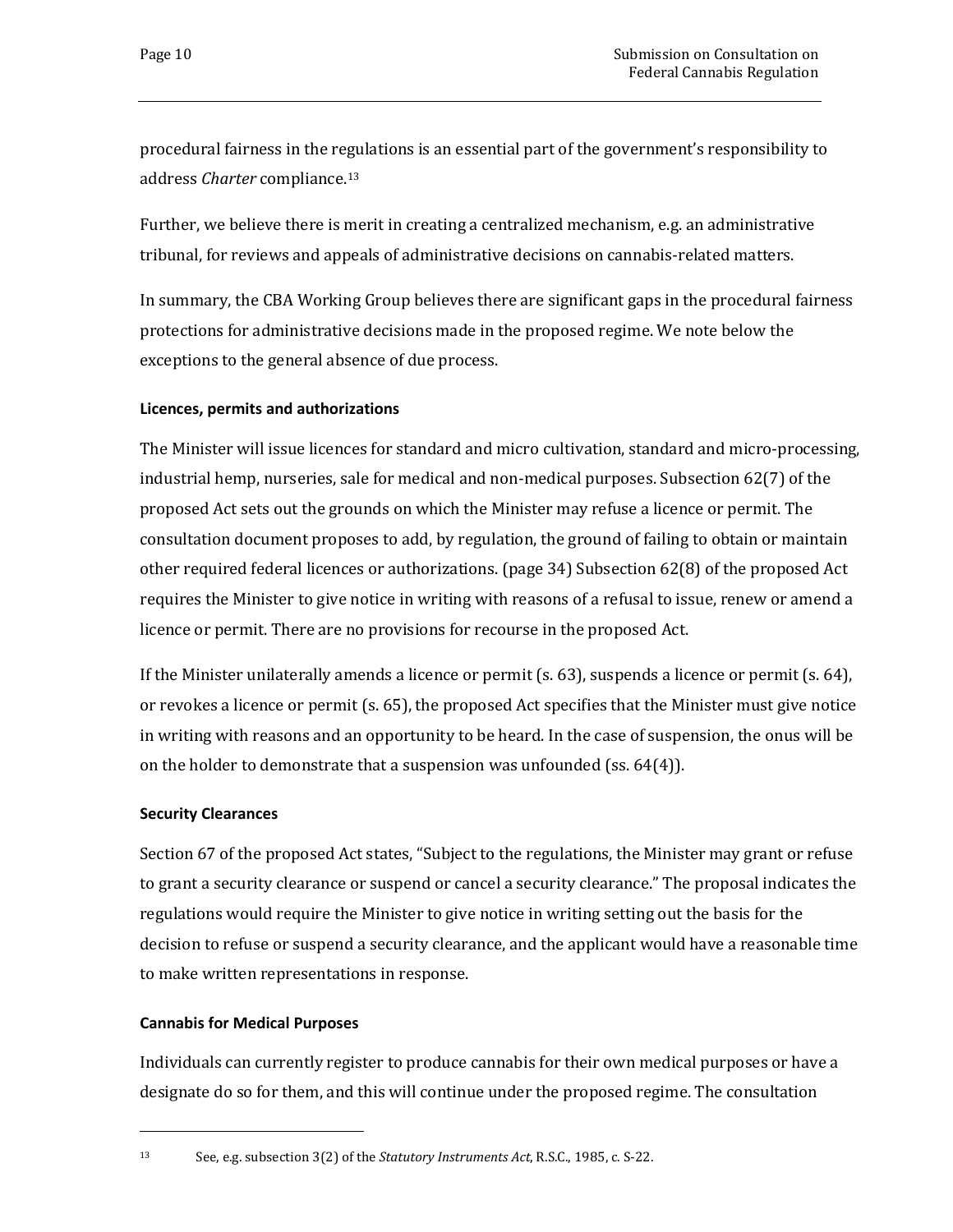procedural fairness in the regulations is an essential part of the government's responsibility to address *Charter* compliance.[13]

Further, we believe there is merit in creating a centralized mechanism, e.g. an administrative tribunal, for reviews and appeals of administrative decisions on cannabis-related matters.

In summary, the CBA Working Group believes there are significant gaps in the procedural fairness protections for administrative decisions made in the proposed regime. We note below the exceptions to the general absence of due process.

#### Licences, permits and authorizations

The Minister will issue licences for standard and micro cultivation, standard and micro-processing, industrial hemp, nurseries, sale for medical and non-medical purposes. Subsection 62(7) of the proposed Act sets out the grounds on which the Minister may refuse a licence or permit. The consultation document proposes to add, by regulation, the ground of failing to obtain or maintain other required federal licences or authorizations. (page 34) Subsection 62(8) of the proposed Act requires the Minister to give notice in writing with reasons of a refusal to issue, renew or amend a licence or permit. There are no provisions for recourse in the proposed Act.

If the Minister unilaterally amends a licence or permit (s. 63), suspends a licence or permit (s. 64), or revokes a licence or permit (s. 65), the proposed Act specifies that the Minister must give notice in writing with reasons and an opportunity to be heard. In the case of suspension, the onus will be on the holder to demonstrate that a suspension was unfounded (ss. 64(4)).

#### Security Clearances

Section 67 of the proposed Act states, "Subject to the regulations, the Minister may grant or refuse to grant a security clearance or suspend or cancel a security clearance." The proposal indicates the regulations would require the Minister to give notice in writing setting out the basis for the decision to refuse or suspend a security clearance, and the applicant would have a reasonable time to make written representations in response.

#### Cannabis for Medical Purposes

Individuals can currently register to produce cannabis for their own medical purposes or have a designate do so for them, and this will continue under the proposed regime. The consultation

---

[13] See, e.g. subsection 3(2) of the *Statutory Instruments Act*, R.S.C., 1985, c. S-22.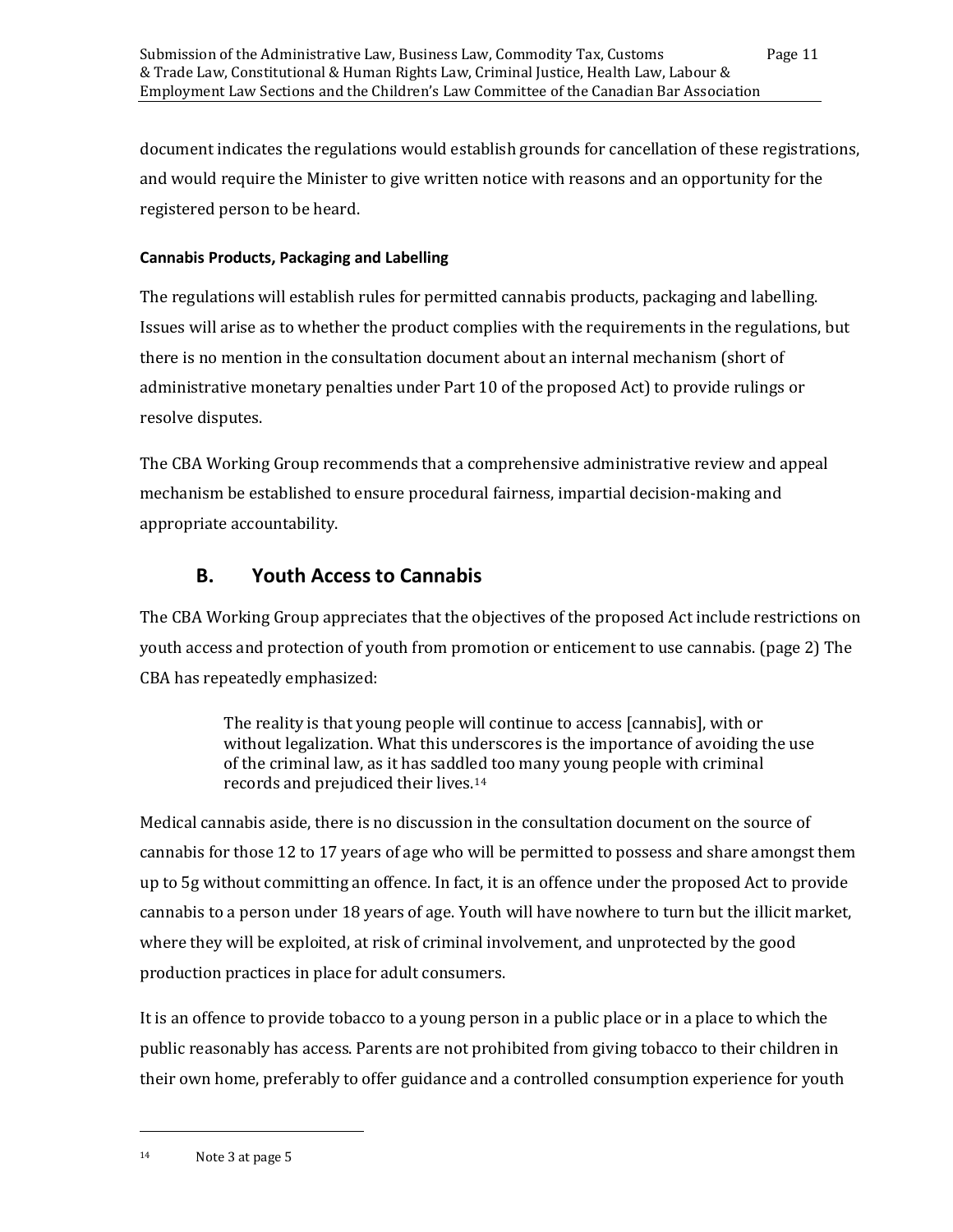document indicates the regulations would establish grounds for cancellation of these registrations, and would require the Minister to give written notice with reasons and an opportunity for the registered person to be heard.

#### Cannabis Products, Packaging and Labelling

The regulations will establish rules for permitted cannabis products, packaging and labelling. Issues will arise as to whether the product complies with the requirements in the regulations, but there is no mention in the consultation document about an internal mechanism (short of administrative monetary penalties under Part 10 of the proposed Act) to provide rulings or resolve disputes.

The CBA Working Group recommends that a comprehensive administrative review and appeal mechanism be established to ensure procedural fairness, impartial decision-making and appropriate accountability.

### B. Youth Access to Cannabis

The CBA Working Group appreciates that the objectives of the proposed Act include restrictions on youth access and protection of youth from promotion or enticement to use cannabis. (page 2) The CBA has repeatedly emphasized:

> The reality is that young people will continue to access [cannabis], with or without legalization. What this underscores is the importance of avoiding the use of the criminal law, as it has saddled too many young people with criminal records and prejudiced their lives.[14]

Medical cannabis aside, there is no discussion in the consultation document on the source of cannabis for those 12 to 17 years of age who will be permitted to possess and share amongst them up to 5g without committing an offence. In fact, it is an offence under the proposed Act to provide cannabis to a person under 18 years of age. Youth will have nowhere to turn but the illicit market, where they will be exploited, at risk of criminal involvement, and unprotected by the good production practices in place for adult consumers.

It is an offence to provide tobacco to a young person in a public place or in a place to which the public reasonably has access. Parents are not prohibited from giving tobacco to their children in their own home, preferably to offer guidance and a controlled consumption experience for youth

---

[14] Note 3 at page 5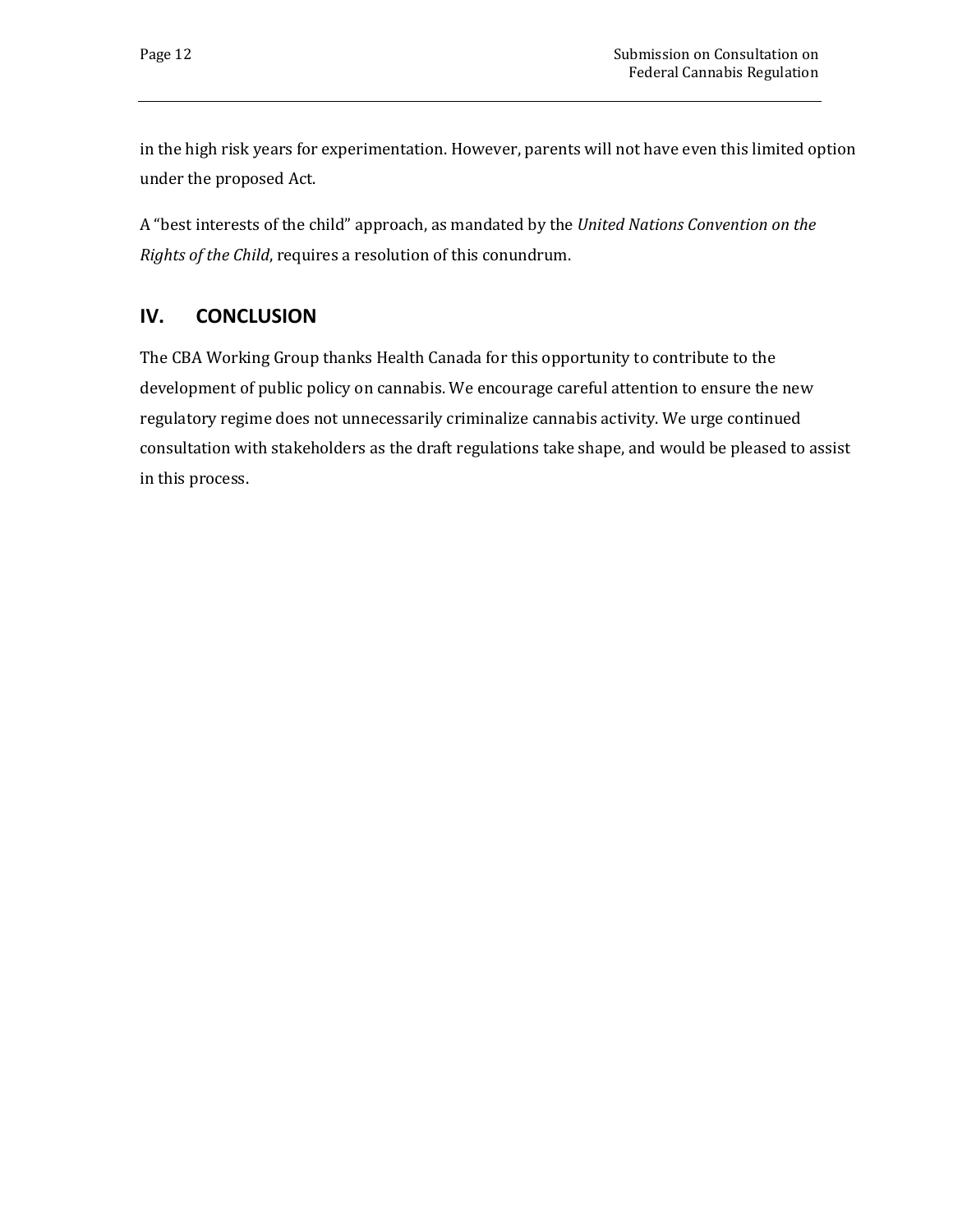in the high risk years for experimentation. However, parents will not have even this limited option under the proposed Act.

A "best interests of the child" approach, as mandated by the *United Nations Convention on the Rights of the Child*, requires a resolution of this conundrum.

## IV. CONCLUSION

The CBA Working Group thanks Health Canada for this opportunity to contribute to the development of public policy on cannabis. We encourage careful attention to ensure the new regulatory regime does not unnecessarily criminalize cannabis activity. We urge continued consultation with stakeholders as the draft regulations take shape, and would be pleased to assist in this process.